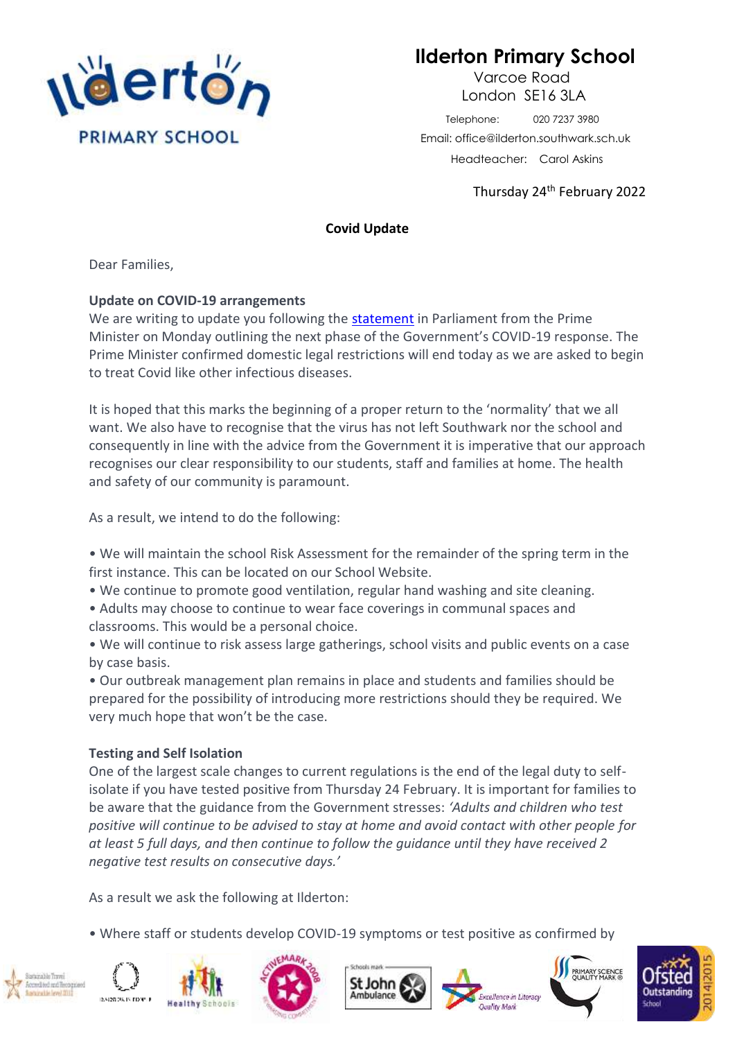# Ilderton Primary School

Varcoe Road
London SE16 3LA

Telephone: 020 7237 3980
Email: office@ilderton.southwark.sch.uk
Headteacher: Carol Askins

Thursday 24th February 2022

**Covid Update**

Dear Families,

**Update on COVID-19 arrangements**

We are writing to update you following the statement in Parliament from the Prime Minister on Monday outlining the next phase of the Government's COVID-19 response. The Prime Minister confirmed domestic legal restrictions will end today as we are asked to begin to treat Covid like other infectious diseases.

It is hoped that this marks the beginning of a proper return to the 'normality' that we all want. We also have to recognise that the virus has not left Southwark nor the school and consequently in line with the advice from the Government it is imperative that our approach recognises our clear responsibility to our students, staff and families at home. The health and safety of our community is paramount.

As a result, we intend to do the following:

- We will maintain the school Risk Assessment for the remainder of the spring term in the first instance. This can be located on our School Website.
- We continue to promote good ventilation, regular hand washing and site cleaning.
- Adults may choose to continue to wear face coverings in communal spaces and classrooms. This would be a personal choice.
- We will continue to risk assess large gatherings, school visits and public events on a case by case basis.
- Our outbreak management plan remains in place and students and families should be prepared for the possibility of introducing more restrictions should they be required. We very much hope that won't be the case.

**Testing and Self Isolation**

One of the largest scale changes to current regulations is the end of the legal duty to self-isolate if you have tested positive from Thursday 24 February. It is important for families to be aware that the guidance from the Government stresses: *'Adults and children who test positive will continue to be advised to stay at home and avoid contact with other people for at least 5 full days, and then continue to follow the guidance until they have received 2 negative test results on consecutive days.'*

As a result we ask the following at Ilderton:

- Where staff or students develop COVID-19 symptoms or test positive as confirmed by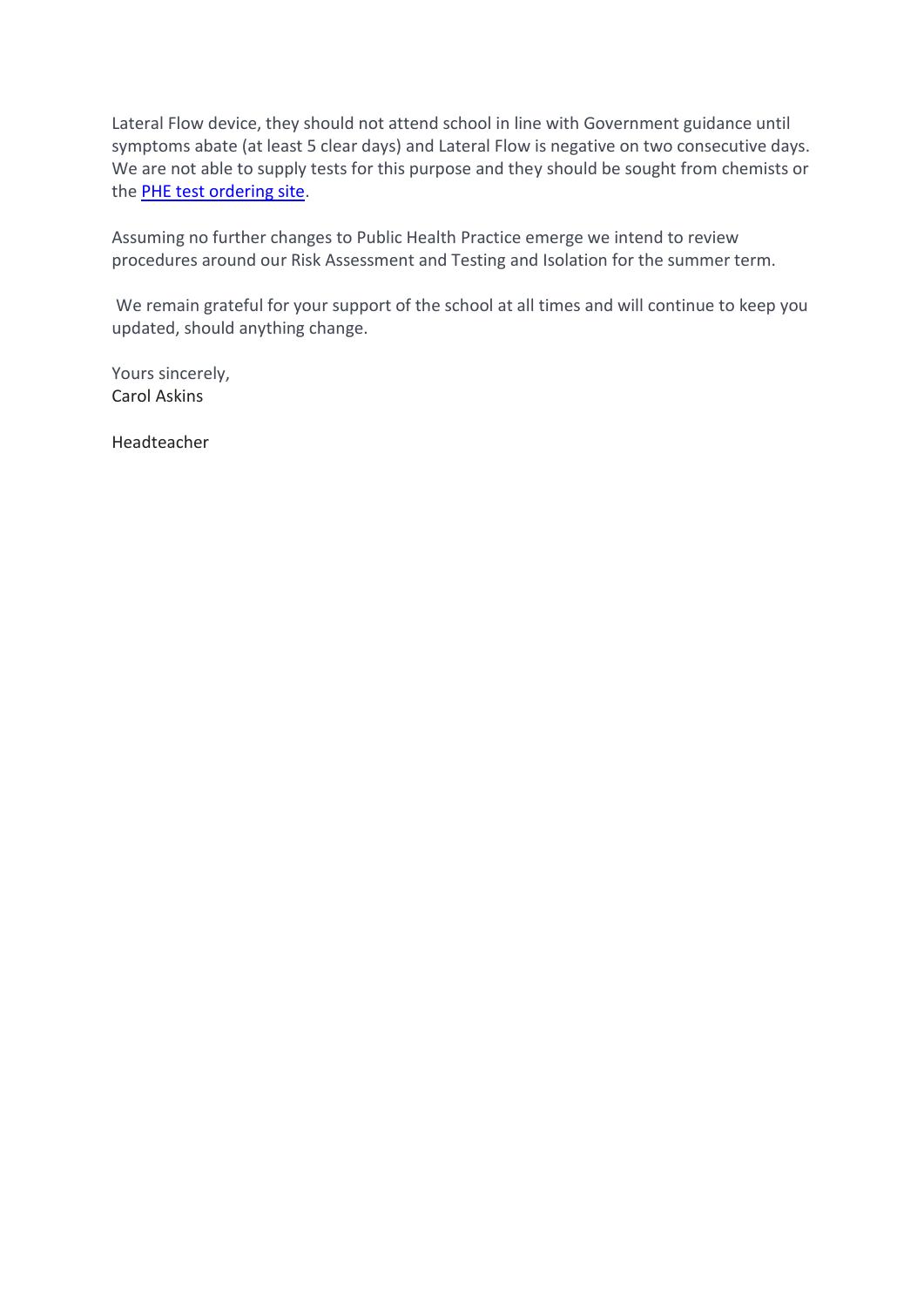Lateral Flow device, they should not attend school in line with Government guidance until symptoms abate (at least 5 clear days) and Lateral Flow is negative on two consecutive days. We are not able to supply tests for this purpose and they should be sought from chemists or the PHE test ordering site.

Assuming no further changes to Public Health Practice emerge we intend to review procedures around our Risk Assessment and Testing and Isolation for the summer term.

We remain grateful for your support of the school at all times and will continue to keep you updated, should anything change.

Yours sincerely,  
Carol Askins

Headteacher